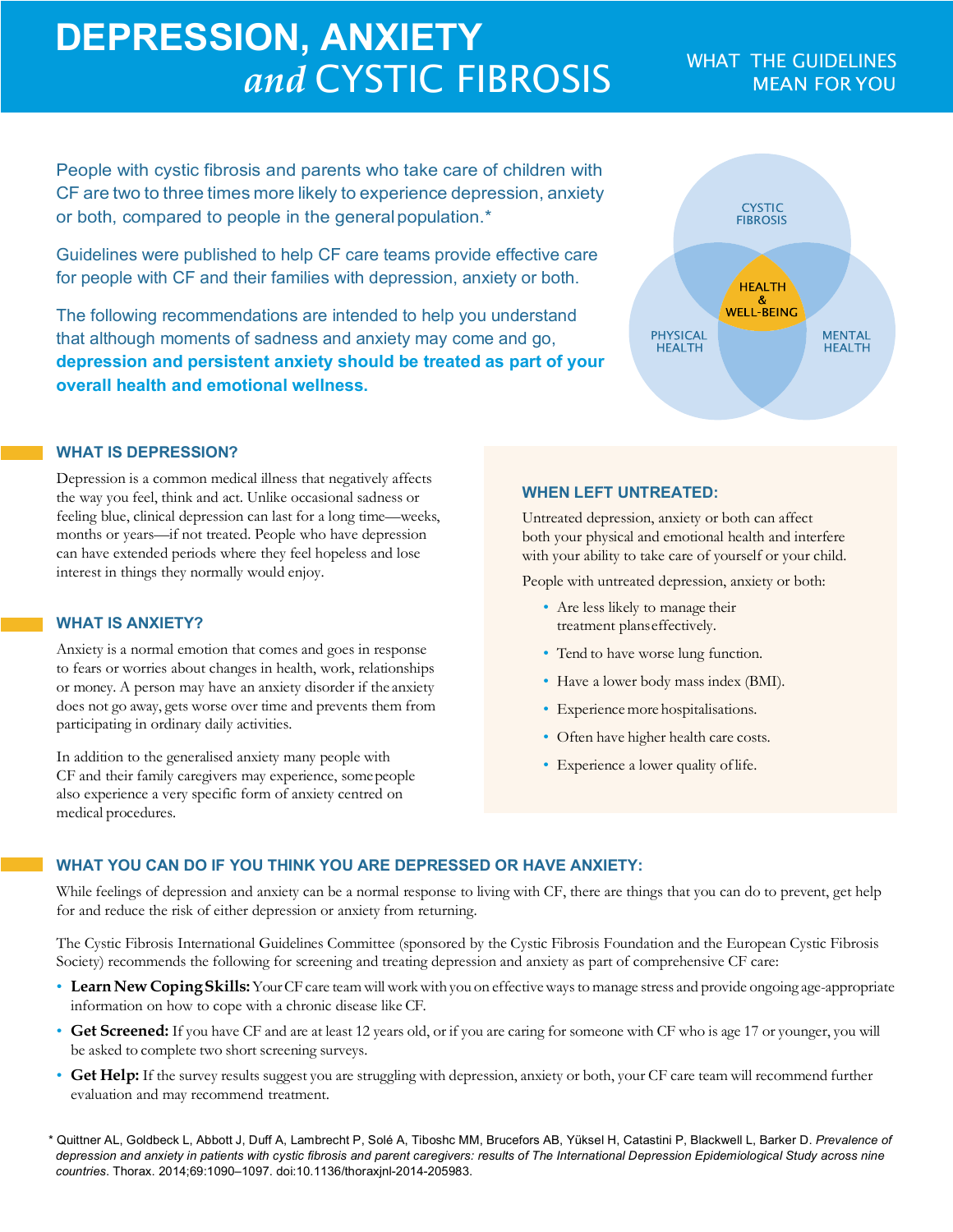# DEPRESSION, ANXIETY *and* CYSTIC FIBROSIS

WHAT THE GUIDELINES MEAN FOR YOU

People with cystic fibrosis and parents who take care of children with CF are two to three times more likely to experience depression, anxiety or both, compared to people in the general population.*

Guidelines were published to help CF care teams provide effective care for people with CF and their families with depression, anxiety or both.

The following recommendations are intended to help you understand that although moments of sadness and anxiety may come and go, **depression and persistent anxiety should be treated as part of your overall health and emotional wellness.**

CYSTIC FIBROSIS

PHYSICAL HEALTH

MENTAL HEALTH

HEALTH & WELL-BEING

## WHAT IS DEPRESSION?

Depression is a common medical illness that negatively affects the way you feel, think and act. Unlike occasional sadness or feeling blue, clinical depression can last for a long time—weeks, months or years—if not treated. People who have depression can have extended periods where they feel hopeless and lose interest in things they normally would enjoy.

## WHAT IS ANXIETY?

Anxiety is a normal emotion that comes and goes in response to fears or worries about changes in health, work, relationships or money. A person may have an anxiety disorder if the anxiety does not go away, gets worse over time and prevents them from participating in ordinary daily activities.

In addition to the generalised anxiety many people with CF and their family caregivers may experience, some people also experience a very specific form of anxiety centred on medical procedures.

## WHEN LEFT UNTREATED:

Untreated depression, anxiety or both can affect both your physical and emotional health and interfere with your ability to take care of yourself or your child.

People with untreated depression, anxiety or both:

- Are less likely to manage their treatment plans effectively.
- Tend to have worse lung function.
- Have a lower body mass index (BMI).
- Experience more hospitalisations.
- Often have higher health care costs.
- Experience a lower quality of life.

## WHAT YOU CAN DO IF YOU THINK YOU ARE DEPRESSED OR HAVE ANXIETY:

While feelings of depression and anxiety can be a normal response to living with CF, there are things that you can do to prevent, get help for and reduce the risk of either depression or anxiety from returning.

The Cystic Fibrosis International Guidelines Committee (sponsored by the Cystic Fibrosis Foundation and the European Cystic Fibrosis Society) recommends the following for screening and treating depression and anxiety as part of comprehensive CF care:

- **Learn New Coping Skills:** Your CF care team will work with you on effective ways to manage stress and provide ongoing age-appropriate information on how to cope with a chronic disease like CF.
- **Get Screened:** If you have CF and are at least 12 years old, or if you are caring for someone with CF who is age 17 or younger, you will be asked to complete two short screening surveys.
- **Get Help:** If the survey results suggest you are struggling with depression, anxiety or both, your CF care team will recommend further evaluation and may recommend treatment.

\* Quittner AL, Goldbeck L, Abbott J, Duff A, Lambrecht P, Solé A, Tiboshc MM, Brucefors AB, Yüksel H, Catastini P, Blackwell L, Barker D. *Prevalence of depression and anxiety in patients with cystic fibrosis and parent caregivers: results of The International Depression Epidemiological Study across nine countries*. Thorax. 2014;69:1090–1097. doi:10.1136/thoraxjnl-2014-205983.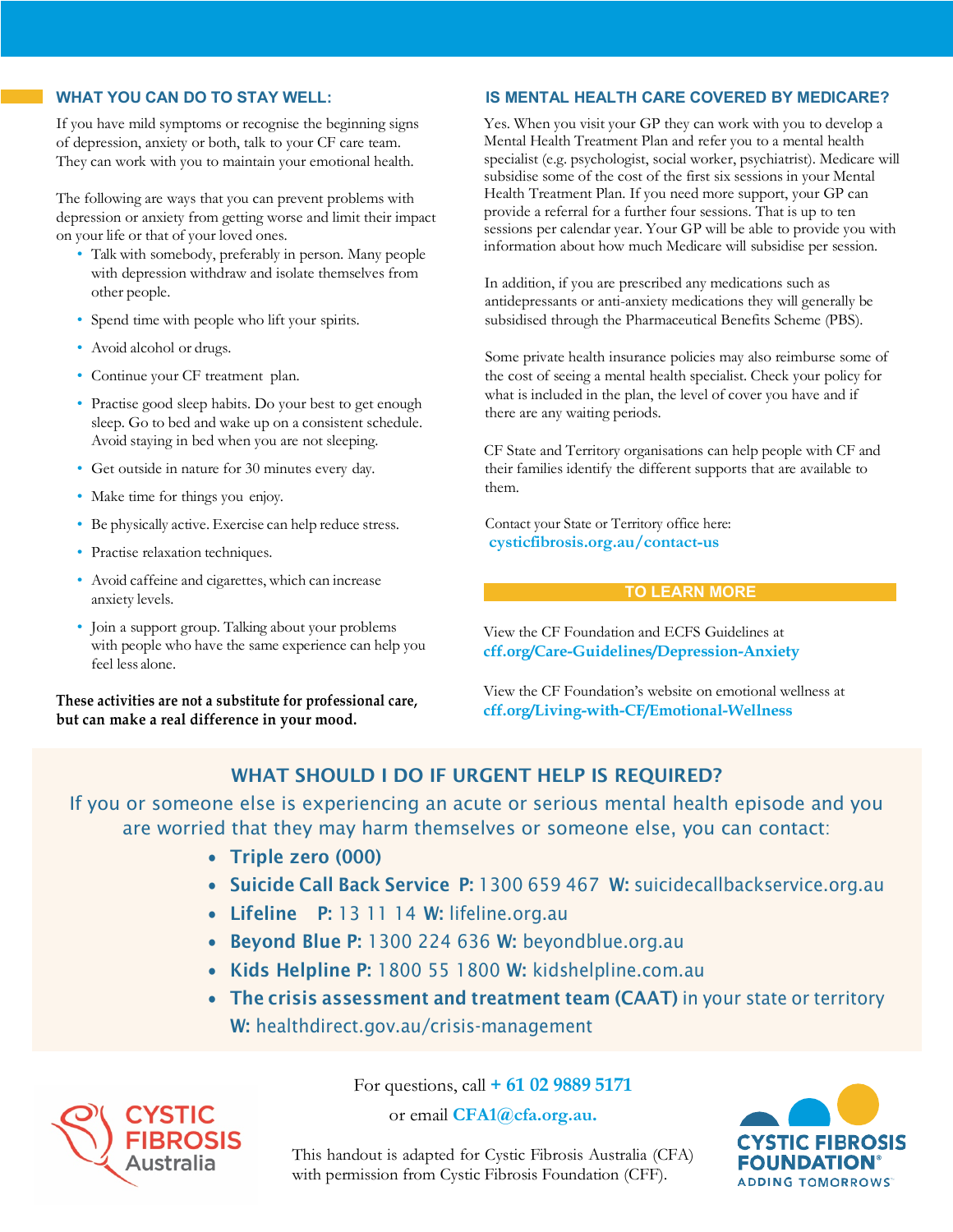## WHAT YOU CAN DO TO STAY WELL:

If you have mild symptoms or recognise the beginning signs of depression, anxiety or both, talk to your CF care team. They can work with you to maintain your emotional health.

The following are ways that you can prevent problems with depression or anxiety from getting worse and limit their impact on your life or that of your loved ones.

- Talk with somebody, preferably in person. Many people with depression withdraw and isolate themselves from other people.
- Spend time with people who lift your spirits.
- Avoid alcohol or drugs.
- Continue your CF treatment plan.
- Practise good sleep habits. Do your best to get enough sleep. Go to bed and wake up on a consistent schedule. Avoid staying in bed when you are not sleeping.
- Get outside in nature for 30 minutes every day.
- Make time for things you enjoy.
- Be physically active. Exercise can help reduce stress.
- Practise relaxation techniques.
- Avoid caffeine and cigarettes, which can increase anxiety levels.
- Join a support group. Talking about your problems with people who have the same experience can help you feel less alone.

**These activities are not a substitute for professional care, but can make a real difference in your mood.**

## IS MENTAL HEALTH CARE COVERED BY MEDICARE?

Yes. When you visit your GP they can work with you to develop a Mental Health Treatment Plan and refer you to a mental health specialist (e.g. psychologist, social worker, psychiatrist). Medicare will subsidise some of the cost of the first six sessions in your Mental Health Treatment Plan. If you need more support, your GP can provide a referral for a further four sessions. That is up to ten sessions per calendar year. Your GP will be able to provide you with information about how much Medicare will subsidise per session.

In addition, if you are prescribed any medications such as antidepressants or anti-anxiety medications they will generally be subsidised through the Pharmaceutical Benefits Scheme (PBS).

Some private health insurance policies may also reimburse some of the cost of seeing a mental health specialist. Check your policy for what is included in the plan, the level of cover you have and if there are any waiting periods.

CF State and Territory organisations can help people with CF and their families identify the different supports that are available to them.

Contact your State or Territory office here:
**cysticfibrosis.org.au/contact-us**

## TO LEARN MORE

View the CF Foundation and ECFS Guidelines at
**cff.org/Care-Guidelines/Depression-Anxiety**

View the CF Foundation's website on emotional wellness at
**cff.org/Living-with-CF/Emotional-Wellness**

## WHAT SHOULD I DO IF URGENT HELP IS REQUIRED?

If you or someone else is experiencing an acute or serious mental health episode and you are worried that they may harm themselves or someone else, you can contact:

- **Triple zero (000)**
- **Suicide Call Back Service P:** 1300 659 467 **W:** suicidecallbackservice.org.au
- **Lifeline P:** 13 11 14 **W:** lifeline.org.au
- **Beyond Blue P:** 1300 224 636 **W:** beyondblue.org.au
- **Kids Helpline P:** 1800 55 1800 **W:** kidshelpline.com.au
- **The crisis assessment and treatment team (CAAT)** in your state or territory **W:** healthdirect.gov.au/crisis-management

For questions, call **+ 61 02 9889 5171**

or email **CFA1@cfa.org.au.**

This handout is adapted for Cystic Fibrosis Australia (CFA) with permission from Cystic Fibrosis Foundation (CFF).

CYSTIC FIBROSIS Australia

CYSTIC FIBROSIS FOUNDATION® ADDING TOMORROWS